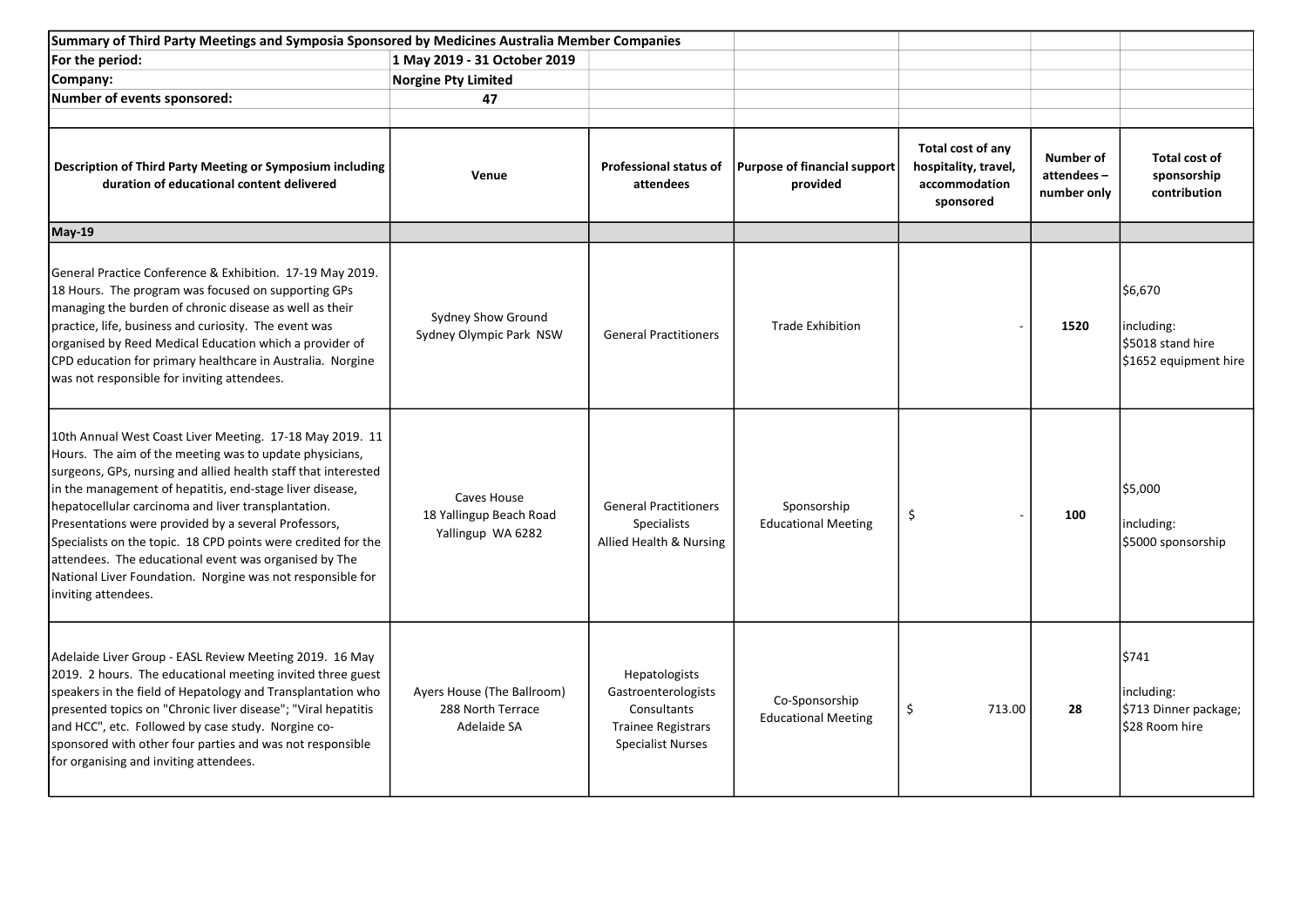| Summary of Third Party Meetings and Symposia Sponsored by Medicines Australia Member Companies | | | | | | |
|---|---|---|---|---|---|---|
| For the period: | 1 May 2019 - 31 October 2019 | | | | | |
| Company: | Norgine Pty Limited | | | | | |
| Number of events sponsored: | 47 | | | | | |
| | | | | | | |
| **Description of Third Party Meeting or Symposium including duration of educational content delivered** | **Venue** | **Professional status of attendees** | **Purpose of financial support provided** | **Total cost of any hospitality, travel, accommodation sponsored** | **Number of attendees – number only** | **Total cost of sponsorship contribution** |
| **May-19** | | | | | | |
| General Practice Conference & Exhibition. 17-19 May 2019. 18 Hours. The program was focused on supporting GPs managing the burden of chronic disease as well as their practice, life, business and curiosity. The event was organised by Reed Medical Education which a provider of CPD education for primary healthcare in Australia. Norgine was not responsible for inviting attendees. | Sydney Show Ground<br>Sydney Olympic Park NSW | General Practitioners | Trade Exhibition | - | **1520** | \$6,670<br><br>including:<br>\$5018 stand hire<br>\$1652 equipment hire |
| 10th Annual West Coast Liver Meeting. 17-18 May 2019. 11 Hours. The aim of the meeting was to update physicians, surgeons, GPs, nursing and allied health staff that interested in the management of hepatitis, end-stage liver disease, hepatocellular carcinoma and liver transplantation. Presentations were provided by a several Professors, Specialists on the topic. 18 CPD points were credited for the attendees. The educational event was organised by The National Liver Foundation. Norgine was not responsible for inviting attendees. | Caves House<br>18 Yallingup Beach Road<br>Yallingup WA 6282 | General Practitioners<br>Specialists<br>Allied Health & Nursing | Sponsorship<br>Educational Meeting | \$ - | **100** | \$5,000<br><br>including:<br>\$5000 sponsorship |
| Adelaide Liver Group - EASL Review Meeting 2019. 16 May 2019. 2 hours. The educational meeting invited three guest speakers in the field of Hepatology and Transplantation who presented topics on "Chronic liver disease"; "Viral hepatitis and HCC", etc. Followed by case study. Norgine co-sponsored with other four parties and was not responsible for organising and inviting attendees. | Ayers House (The Ballroom)<br>288 North Terrace<br>Adelaide SA | Hepatologists<br>Gastroenterologists<br>Consultants<br>Trainee Registrars<br>Specialist Nurses | Co-Sponsorship<br>Educational Meeting | \$ 713.00 | **28** | \$741<br><br>including:<br>\$713 Dinner package;<br>\$28 Room hire |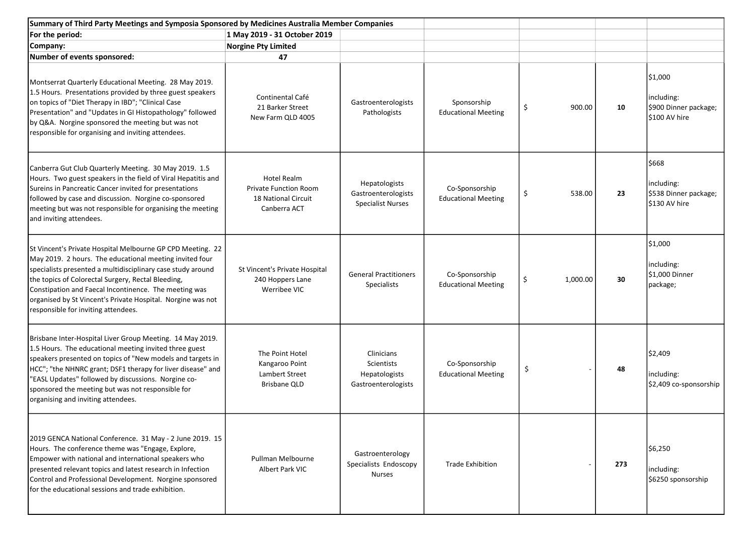| Summary of Third Party Meetings and Symposia Sponsored by Medicines Australia Member Companies | | | | | | |
|---|---|---|---|---|---|---|
| **For the period:** | **1 May 2019 - 31 October 2019** | | | | | |
| **Company:** | **Norgine Pty Limited** | | | | | |
| **Number of events sponsored:** | **47** | | | | | |
| Montserrat Quarterly Educational Meeting. 28 May 2019. 1.5 Hours. Presentations provided by three guest speakers on topics of "Diet Therapy in IBD"; "Clinical Case Presentation" and "Updates in GI Histopathology" followed by Q&A. Norgine sponsored the meeting but was not responsible for organising and inviting attendees. | Continental Café 21 Barker Street New Farm QLD 4005 | Gastroenterologists Pathologists | Sponsorship Educational Meeting | $ 900.00 | **10** | $1,000 including: $900 Dinner package; $100 AV hire |
| Canberra Gut Club Quarterly Meeting. 30 May 2019. 1.5 Hours. Two guest speakers in the field of Viral Hepatitis and Sureins in Pancreatic Cancer invited for presentations followed by case and discussion. Norgine co-sponsored meeting but was not responsible for organising the meeting and inviting attendees. | Hotel Realm Private Function Room 18 National Circuit Canberra ACT | Hepatologists Gastroenterologists Specialist Nurses | Co-Sponsorship Educational Meeting | $ 538.00 | **23** | $668 including: $538 Dinner package; $130 AV hire |
| St Vincent's Private Hospital Melbourne GP CPD Meeting. 22 May 2019. 2 hours. The educational meeting invited four specialists presented a multidisciplinary case study around the topics of Colorectal Surgery, Rectal Bleeding, Constipation and Faecal Incontinence. The meeting was organised by St Vincent's Private Hospital. Norgine was not responsible for inviting attendees. | St Vincent's Private Hospital 240 Hoppers Lane Werribee VIC | General Practitioners Specialists | Co-Sponsorship Educational Meeting | $ 1,000.00 | **30** | $1,000 including: $1,000 Dinner package; |
| Brisbane Inter-Hospital Liver Group Meeting. 14 May 2019. 1.5 Hours. The educational meeting invited three guest speakers presented on topics of "New models and targets in HCC"; "the NHNRC grant; DSF1 therapy for liver disease" and "EASL Updates" followed by discussions. Norgine co-sponsored the meeting but was not responsible for organising and inviting attendees. | The Point Hotel Kangaroo Point Lambert Street Brisbane QLD | Clinicians Scientists Hepatologists Gastroenterologists | Co-Sponsorship Educational Meeting | $ - | **48** | $2,409 including: $2,409 co-sponsorship |
| 2019 GENCA National Conference. 31 May - 2 June 2019. 15 Hours. The conference theme was "Engage, Explore, Empower with national and international speakers who presented relevant topics and latest research in Infection Control and Professional Development. Norgine sponsored for the educational sessions and trade exhibition. | Pullman Melbourne Albert Park VIC | Gastroenterology Specialists Endoscopy Nurses | Trade Exhibition | - | **273** | $6,250 including: $6250 sponsorship |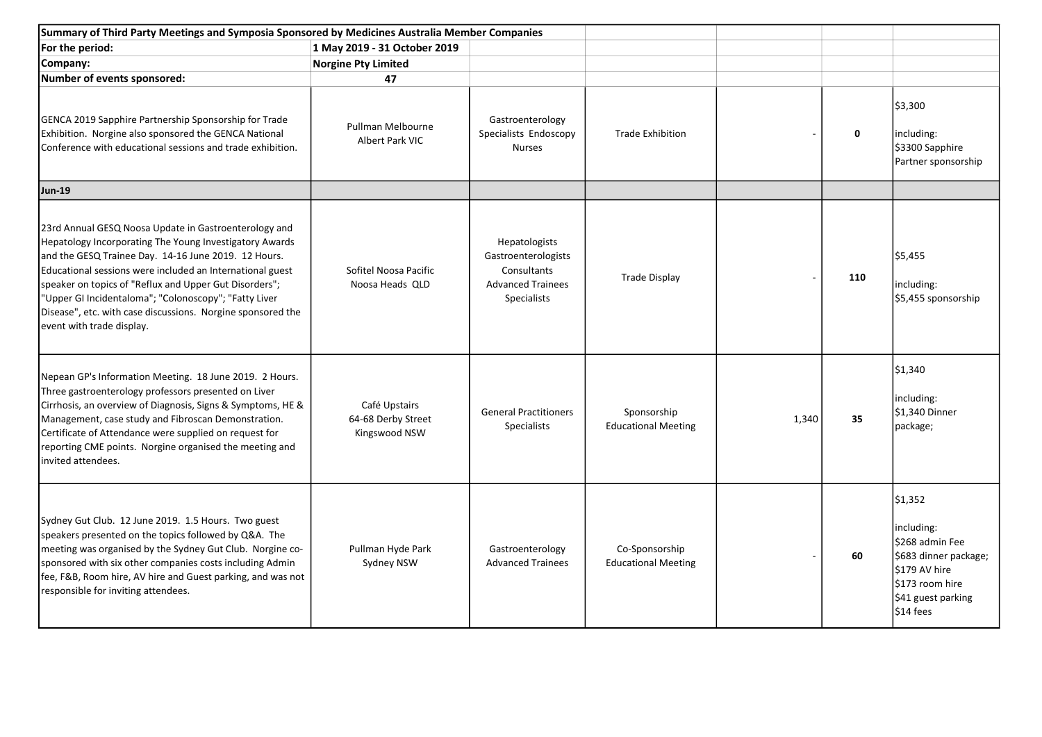| Summary of Third Party Meetings and Symposia Sponsored by Medicines Australia Member Companies | | | | | | |
|---|---|---|---|---|---|---|
| **For the period:** | **1 May 2019 - 31 October 2019** | | | | | |
| **Company:** | **Norgine Pty Limited** | | | | | |
| **Number of events sponsored:** | **47** | | | | | |
| GENCA 2019 Sapphire Partnership Sponsorship for Trade Exhibition. Norgine also sponsored the GENCA National Conference with educational sessions and trade exhibition. | Pullman Melbourne Albert Park VIC | Gastroenterology Specialists Endoscopy Nurses | Trade Exhibition | - | **0** | $3,300<br><br>including:<br>$3300 Sapphire Partner sponsorship |
| **Jun-19** | | | | | | |
| 23rd Annual GESQ Noosa Update in Gastroenterology and Hepatology Incorporating The Young Investigatory Awards and the GESQ Trainee Day. 14-16 June 2019. 12 Hours. Educational sessions were included an International guest speaker on topics of "Reflux and Upper Gut Disorders"; "Upper GI Incidentaloma"; "Colonoscopy"; "Fatty Liver Disease", etc. with case discussions. Norgine sponsored the event with trade display. | Sofitel Noosa Pacific Noosa Heads QLD | Hepatologists Gastroenterologists Consultants Advanced Trainees Specialists | Trade Display | - | **110** | $5,455<br><br>including:<br>$5,455 sponsorship |
| Nepean GP's Information Meeting. 18 June 2019. 2 Hours. Three gastroenterology professors presented on Liver Cirrhosis, an overview of Diagnosis, Signs & Symptoms, HE & Management, case study and Fibroscan Demonstration. Certificate of Attendance were supplied on request for reporting CME points. Norgine organised the meeting and invited attendees. | Café Upstairs 64-68 Derby Street Kingswood NSW | General Practitioners Specialists | Sponsorship Educational Meeting | 1,340 | **35** | $1,340<br><br>including:<br>$1,340 Dinner package; |
| Sydney Gut Club. 12 June 2019. 1.5 Hours. Two guest speakers presented on the topics followed by Q&A. The meeting was organised by the Sydney Gut Club. Norgine co-sponsored with six other companies costs including Admin fee, F&B, Room hire, AV hire and Guest parking, and was not responsible for inviting attendees. | Pullman Hyde Park Sydney NSW | Gastroenterology Advanced Trainees | Co-Sponsorship Educational Meeting | - | **60** | $1,352<br><br>including:<br>$268 admin Fee<br>$683 dinner package;<br>$179 AV hire<br>$173 room hire<br>$41 guest parking<br>$14 fees |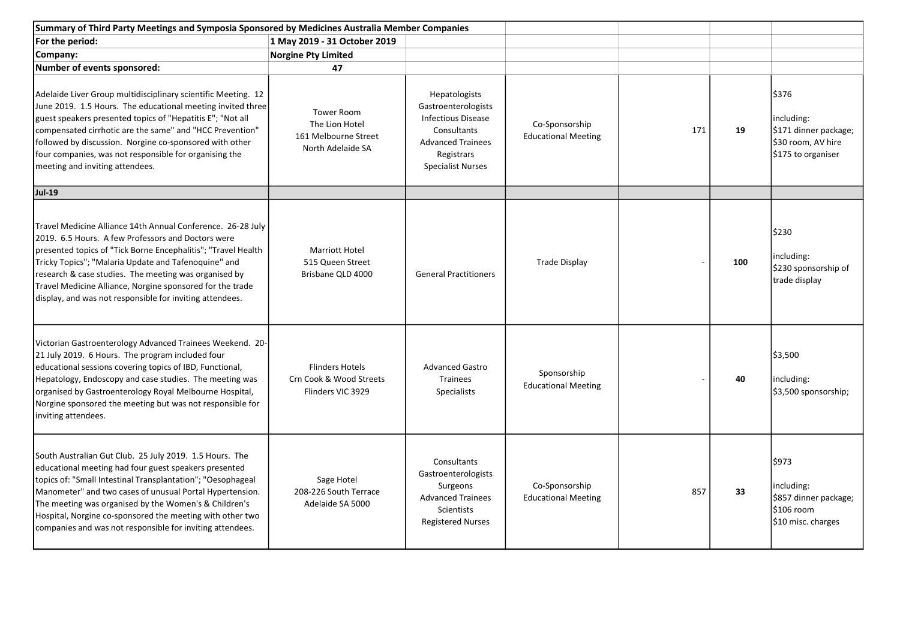| Summary of Third Party Meetings and Symposia Sponsored by Medicines Australia Member Companies | | | | | | |
|---|---|---|---|---|---|---|
| For the period: | 1 May 2019 - 31 October 2019 | | | | | |
| Company: | Norgine Pty Limited | | | | | |
| Number of events sponsored: | 47 | | | | | |
| Adelaide Liver Group multidisciplinary scientific Meeting. 12 June 2019. 1.5 Hours. The educational meeting invited three guest speakers presented topics of "Hepatitis E"; "Not all compensated cirrhotic are the same" and "HCC Prevention" followed by discussion. Norgine co-sponsored with other four companies, was not responsible for organising the meeting and inviting attendees. | Tower Room<br>The Lion Hotel<br>161 Melbourne Street<br>North Adelaide SA | Hepatologists<br>Gastroenterologists<br>Infectious Disease Consultants<br>Advanced Trainees<br>Registrars<br>Specialist Nurses | Co-Sponsorship<br>Educational Meeting | 171 | **19** | $376<br><br>including:<br>$171 dinner package;<br>$30 room, AV hire<br>$175 to organiser |
| **Jul-19** | | | | | | |
| Travel Medicine Alliance 14th Annual Conference. 26-28 July 2019. 6.5 Hours. A few Professors and Doctors were presented topics of "Tick Borne Encephalitis"; "Travel Health Tricky Topics"; "Malaria Update and Tafenoquine" and research & case studies. The meeting was organised by Travel Medicine Alliance, Norgine sponsored for the trade display, and was not responsible for inviting attendees. | Marriott Hotel<br>515 Queen Street<br>Brisbane QLD 4000 | General Practitioners | Trade Display | - | **100** | $230<br><br>including:<br>$230 sponsorship of trade display |
| Victorian Gastroenterology Advanced Trainees Weekend. 20-21 July 2019. 6 Hours. The program included four educational sessions covering topics of IBD, Functional, Hepatology, Endoscopy and case studies. The meeting was organised by Gastroenterology Royal Melbourne Hospital, Norgine sponsored the meeting but was not responsible for inviting attendees. | Flinders Hotels<br>Crn Cook & Wood Streets<br>Flinders VIC 3929 | Advanced Gastro Trainees<br>Specialists | Sponsorship<br>Educational Meeting | - | **40** | $3,500<br><br>including:<br>$3,500 sponsorship; |
| South Australian Gut Club. 25 July 2019. 1.5 Hours. The educational meeting had four guest speakers presented topics of: "Small Intestinal Transplantation"; "Oesophageal Manometer" and two cases of unusual Portal Hypertension. The meeting was organised by the Women's & Children's Hospital, Norgine co-sponsored the meeting with other two companies and was not responsible for inviting attendees. | Sage Hotel<br>208-226 South Terrace<br>Adelaide SA 5000 | Consultants<br>Gastroenterologists<br>Surgeons<br>Advanced Trainees<br>Scientists<br>Registered Nurses | Co-Sponsorship<br>Educational Meeting | 857 | **33** | $973<br><br>including:<br>$857 dinner package;<br>$106 room<br>$10 misc. charges |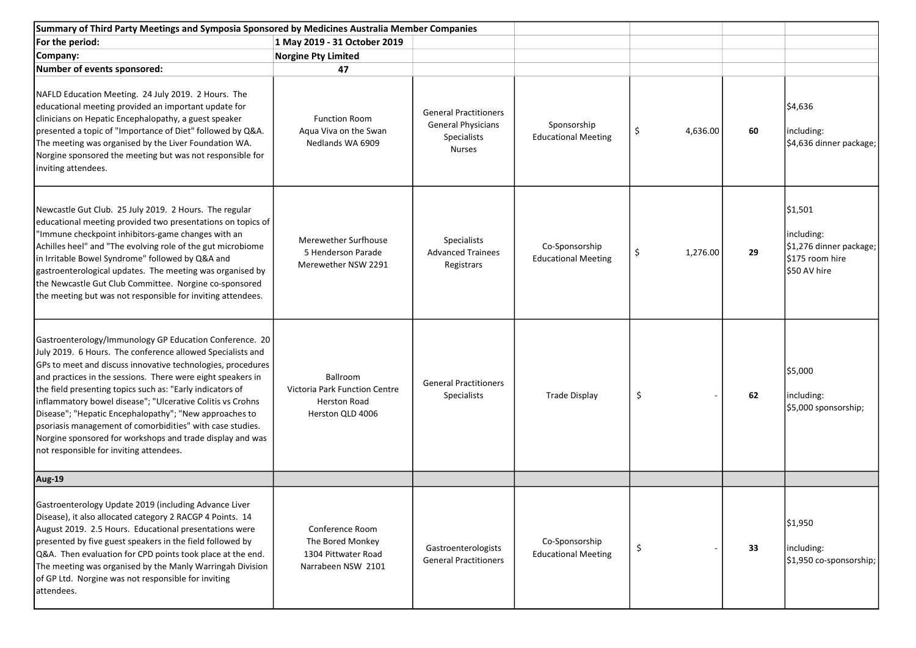| Summary of Third Party Meetings and Symposia Sponsored by Medicines Australia Member Companies | | | | | | |
|---|---|---|---|---|---|---|
| **For the period:** | **1 May 2019 - 31 October 2019** | | | | | |
| **Company:** | **Norgine Pty Limited** | | | | | |
| **Number of events sponsored:** | **47** | | | | | |
| NAFLD Education Meeting. 24 July 2019. 2 Hours. The educational meeting provided an important update for clinicians on Hepatic Encephalopathy, a guest speaker presented a topic of "Importance of Diet" followed by Q&A. The meeting was organised by the Liver Foundation WA. Norgine sponsored the meeting but was not responsible for inviting attendees. | Function Room<br>Aqua Viva on the Swan<br>Nedlands WA 6909 | General Practitioners<br>General Physicians<br>Specialists<br>Nurses | Sponsorship<br>Educational Meeting | $ 4,636.00 | 60 | $4,636<br><br>including:<br>$4,636 dinner package; |
| Newcastle Gut Club. 25 July 2019. 2 Hours. The regular educational meeting provided two presentations on topics of "Immune checkpoint inhibitors-game changes with an Achilles heel" and "The evolving role of the gut microbiome in Irritable Bowel Syndrome" followed by Q&A and gastroenterological updates. The meeting was organised by the Newcastle Gut Club Committee. Norgine co-sponsored the meeting but was not responsible for inviting attendees. | Merewether Surfhouse<br>5 Henderson Parade<br>Merewether NSW 2291 | Specialists<br>Advanced Trainees<br>Registrars | Co-Sponsorship<br>Educational Meeting | $ 1,276.00 | 29 | $1,501<br><br>including:<br>$1,276 dinner package;<br>$175 room hire<br>$50 AV hire |
| Gastroenterology/Immunology GP Education Conference. 20 July 2019. 6 Hours. The conference allowed Specialists and GPs to meet and discuss innovative technologies, procedures and practices in the sessions. There were eight speakers in the field presenting topics such as: "Early indicators of inflammatory bowel disease"; "Ulcerative Colitis vs Crohns Disease"; "Hepatic Encephalopathy"; "New approaches to psoriasis management of comorbidities" with case studies. Norgine sponsored for workshops and trade display and was not responsible for inviting attendees. | Ballroom<br>Victoria Park Function Centre<br>Herston Road<br>Herston QLD 4006 | General Practitioners<br>Specialists | Trade Display | $ - | 62 | $5,000<br><br>including:<br>$5,000 sponsorship; |
| **Aug-19** | | | | | | |
| Gastroenterology Update 2019 (including Advance Liver Disease), it also allocated category 2 RACGP 4 Points. 14 August 2019. 2.5 Hours. Educational presentations were presented by five guest speakers in the field followed by Q&A. Then evaluation for CPD points took place at the end. The meeting was organised by the Manly Warringah Division of GP Ltd. Norgine was not responsible for inviting attendees. | Conference Room<br>The Bored Monkey<br>1304 Pittwater Road<br>Narrabeen NSW 2101 | Gastroenterologists<br>General Practitioners | Co-Sponsorship<br>Educational Meeting | $ - | 33 | $1,950<br><br>including:<br>$1,950 co-sponsorship; |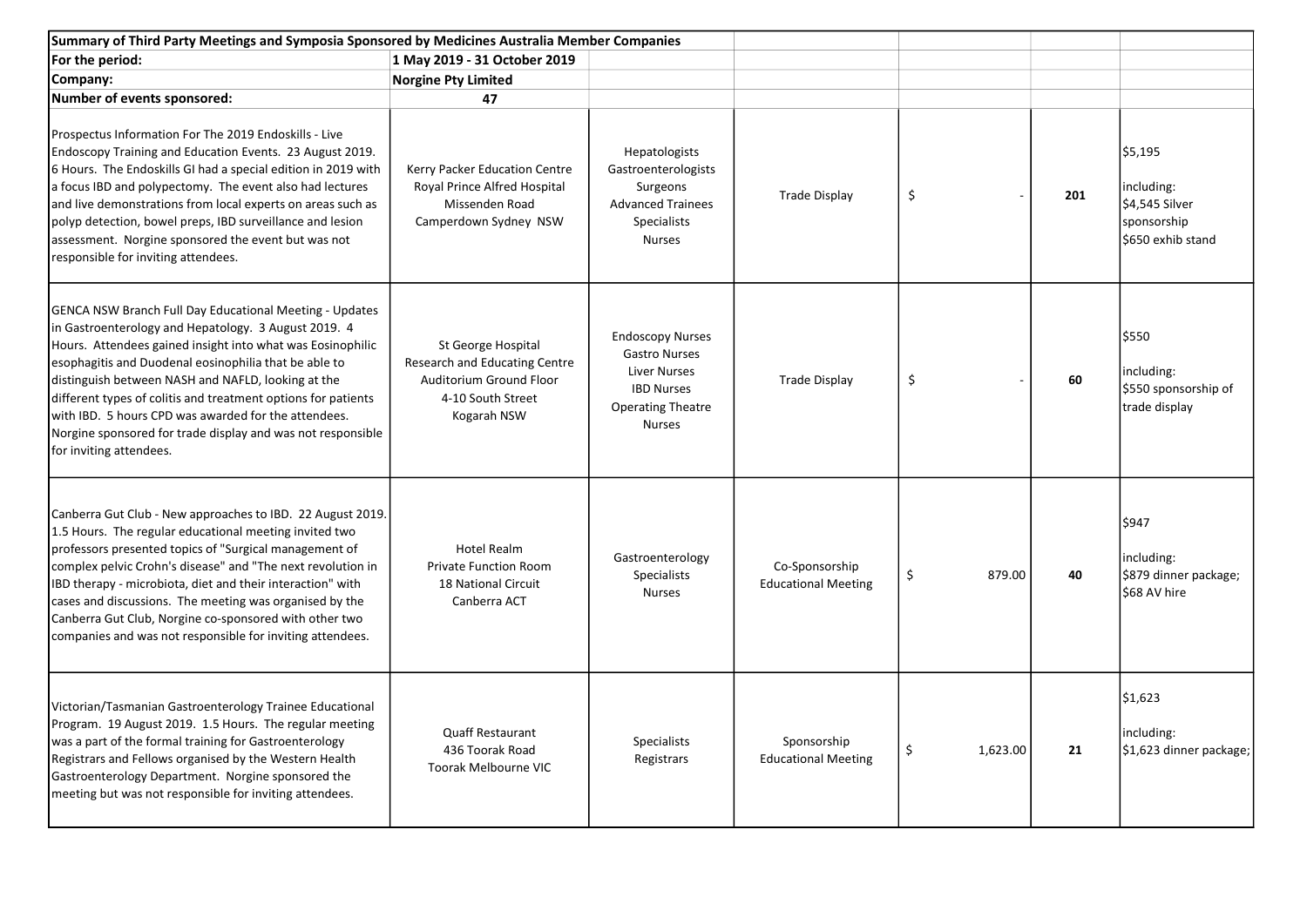| Summary of Third Party Meetings and Symposia Sponsored by Medicines Australia Member Companies | | | | | | |
|---|---|---|---|---|---|---|
| **For the period:** | **1 May 2019 - 31 October 2019** | | | | | |
| **Company:** | **Norgine Pty Limited** | | | | | |
| **Number of events sponsored:** | **47** | | | | | |
| Prospectus Information For The 2019 Endoskills - Live Endoscopy Training and Education Events. 23 August 2019. 6 Hours. The Endoskills GI had a special edition in 2019 with a focus IBD and polypectomy. The event also had lectures and live demonstrations from local experts on areas such as polyp detection, bowel preps, IBD surveillance and lesion assessment. Norgine sponsored the event but was not responsible for inviting attendees. | Kerry Packer Education Centre<br>Royal Prince Alfred Hospital<br>Missenden Road<br>Camperdown Sydney NSW | Hepatologists<br>Gastroenterologists<br>Surgeons<br>Advanced Trainees<br>Specialists<br>Nurses | Trade Display | $ - | 201 | $5,195<br><br>including:<br>$4,545 Silver sponsorship<br>$650 exhib stand |
| GENCA NSW Branch Full Day Educational Meeting - Updates in Gastroenterology and Hepatology. 3 August 2019. 4 Hours. Attendees gained insight into what was Eosinophilic esophagitis and Duodenal eosinophilia that be able to distinguish between NASH and NAFLD, looking at the different types of colitis and treatment options for patients with IBD. 5 hours CPD was awarded for the attendees. Norgine sponsored for trade display and was not responsible for inviting attendees. | St George Hospital<br>Research and Educating Centre<br>Auditorium Ground Floor<br>4-10 South Street<br>Kogarah NSW | Endoscopy Nurses<br>Gastro Nurses<br>Liver Nurses<br>IBD Nurses<br>Operating Theatre Nurses | Trade Display | $ - | 60 | $550<br><br>including:<br>$550 sponsorship of trade display |
| Canberra Gut Club - New approaches to IBD. 22 August 2019. 1.5 Hours. The regular educational meeting invited two professors presented topics of "Surgical management of complex pelvic Crohn's disease" and "The next revolution in IBD therapy - microbiota, diet and their interaction" with cases and discussions. The meeting was organised by the Canberra Gut Club, Norgine co-sponsored with other two companies and was not responsible for inviting attendees. | Hotel Realm<br>Private Function Room<br>18 National Circuit<br>Canberra ACT | Gastroenterology Specialists<br>Nurses | Co-Sponsorship<br>Educational Meeting | $ 879.00 | 40 | $947<br><br>including:<br>$879 dinner package;<br>$68 AV hire |
| Victorian/Tasmanian Gastroenterology Trainee Educational Program. 19 August 2019. 1.5 Hours. The regular meeting was a part of the formal training for Gastroenterology Registrars and Fellows organised by the Western Health Gastroenterology Department. Norgine sponsored the meeting but was not responsible for inviting attendees. | Quaff Restaurant<br>436 Toorak Road<br>Toorak Melbourne VIC | Specialists<br>Registrars | Sponsorship<br>Educational Meeting | $ 1,623.00 | 21 | $1,623<br><br>including:<br>$1,623 dinner package; |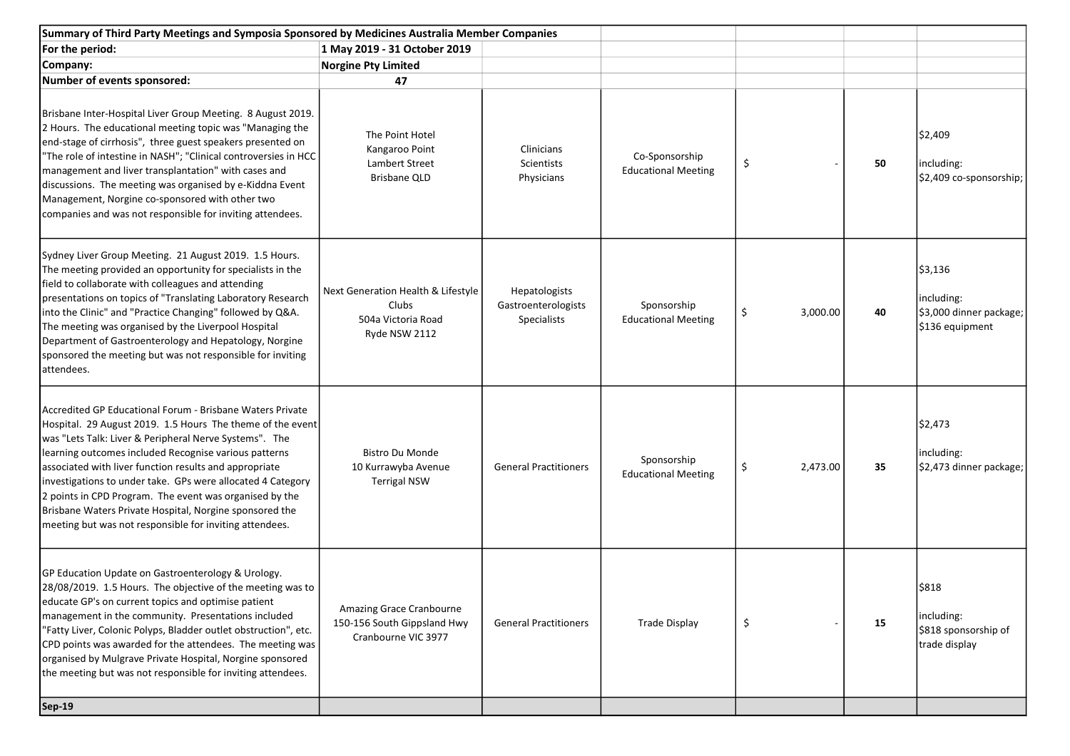| Summary of Third Party Meetings and Symposia Sponsored by Medicines Australia Member Companies | | | | | | |
|---|---|---|---|---|---|---|
| **For the period:** | **1 May 2019 - 31 October 2019** | | | | | |
| **Company:** | **Norgine Pty Limited** | | | | | |
| **Number of events sponsored:** | **47** | | | | | |
| Brisbane Inter-Hospital Liver Group Meeting. 8 August 2019. 2 Hours. The educational meeting topic was "Managing the end-stage of cirrhosis", three guest speakers presented on "The role of intestine in NASH"; "Clinical controversies in HCC management and liver transplantation" with cases and discussions. The meeting was organised by e-Kiddna Event Management, Norgine co-sponsored with other two companies and was not responsible for inviting attendees. | The Point Hotel<br>Kangaroo Point<br>Lambert Street<br>Brisbane QLD | Clinicians<br>Scientists<br>Physicians | Co-Sponsorship<br>Educational Meeting | $ - | 50 | $2,409<br><br>including:<br>$2,409 co-sponsorship; |
| Sydney Liver Group Meeting. 21 August 2019. 1.5 Hours. The meeting provided an opportunity for specialists in the field to collaborate with colleagues and attending presentations on topics of "Translating Laboratory Research into the Clinic" and "Practice Changing" followed by Q&A. The meeting was organised by the Liverpool Hospital Department of Gastroenterology and Hepatology, Norgine sponsored the meeting but was not responsible for inviting attendees. | Next Generation Health & Lifestyle Clubs<br>504a Victoria Road<br>Ryde NSW 2112 | Hepatologists<br>Gastroenterologists<br>Specialists | Sponsorship<br>Educational Meeting | $ 3,000.00 | 40 | $3,136<br><br>including:<br>$3,000 dinner package;<br>$136 equipment |
| Accredited GP Educational Forum - Brisbane Waters Private Hospital. 29 August 2019. 1.5 Hours The theme of the event was "Lets Talk: Liver & Peripheral Nerve Systems". The learning outcomes included Recognise various patterns associated with liver function results and appropriate investigations to under take. GPs were allocated 4 Category 2 points in CPD Program. The event was organised by the Brisbane Waters Private Hospital, Norgine sponsored the meeting but was not responsible for inviting attendees. | Bistro Du Monde<br>10 Kurrawyba Avenue<br>Terrigal NSW | General Practitioners | Sponsorship<br>Educational Meeting | $ 2,473.00 | 35 | $2,473<br><br>including:<br>$2,473 dinner package; |
| GP Education Update on Gastroenterology & Urology. 28/08/2019. 1.5 Hours. The objective of the meeting was to educate GP's on current topics and optimise patient management in the community. Presentations included "Fatty Liver, Colonic Polyps, Bladder outlet obstruction", etc. CPD points was awarded for the attendees. The meeting was organised by Mulgrave Private Hospital, Norgine sponsored the meeting but was not responsible for inviting attendees. | Amazing Grace Cranbourne<br>150-156 South Gippsland Hwy<br>Cranbourne VIC 3977 | General Practitioners | Trade Display | $ - | 15 | $818<br><br>including:<br>$818 sponsorship of trade display |
| **Sep-19** | | | | | | |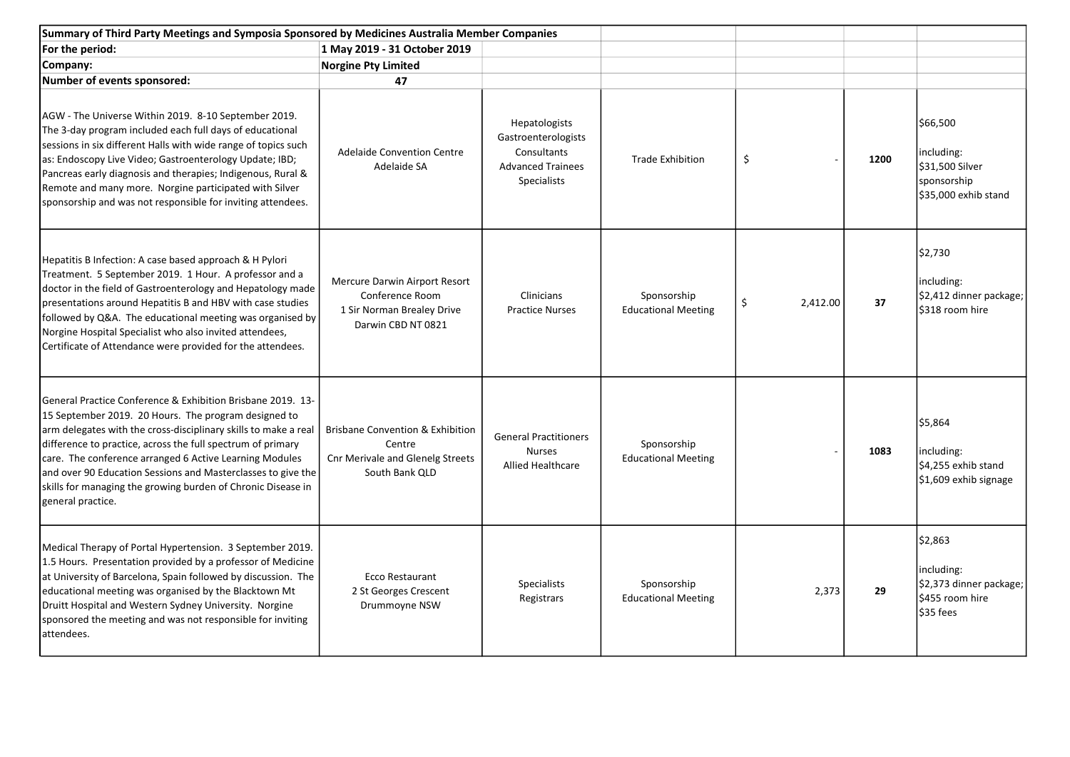| Summary of Third Party Meetings and Symposia Sponsored by Medicines Australia Member Companies | | | | | | |
|---|---|---|---|---|---|---|
| **For the period:** | **1 May 2019 - 31 October 2019** | | | | | |
| **Company:** | **Norgine Pty Limited** | | | | | |
| **Number of events sponsored:** | **47** | | | | | |
| AGW - The Universe Within 2019. 8-10 September 2019. The 3-day program included each full days of educational sessions in six different Halls with wide range of topics such as: Endoscopy Live Video; Gastroenterology Update; IBD; Pancreas early diagnosis and therapies; Indigenous, Rural & Remote and many more. Norgine participated with Silver sponsorship and was not responsible for inviting attendees. | Adelaide Convention Centre<br>Adelaide SA | Hepatologists<br>Gastroenterologists<br>Consultants<br>Advanced Trainees<br>Specialists | Trade Exhibition | $ - | **1200** | $66,500<br><br>including:<br>$31,500 Silver sponsorship<br>$35,000 exhib stand |
| Hepatitis B Infection: A case based approach & H Pylori Treatment. 5 September 2019. 1 Hour. A professor and a doctor in the field of Gastroenterology and Hepatology made presentations around Hepatitis B and HBV with case studies followed by Q&A. The educational meeting was organised by Norgine Hospital Specialist who also invited attendees, Certificate of Attendance were provided for the attendees. | Mercure Darwin Airport Resort<br>Conference Room<br>1 Sir Norman Brealey Drive<br>Darwin CBD NT 0821 | Clinicians<br>Practice Nurses | Sponsorship<br>Educational Meeting | $ 2,412.00 | **37** | $2,730<br><br>including:<br>$2,412 dinner package;<br>$318 room hire |
| General Practice Conference & Exhibition Brisbane 2019. 13-15 September 2019. 20 Hours. The program designed to arm delegates with the cross-disciplinary skills to make a real difference to practice, across the full spectrum of primary care. The conference arranged 6 Active Learning Modules and over 90 Education Sessions and Masterclasses to give the skills for managing the growing burden of Chronic Disease in general practice. | Brisbane Convention & Exhibition Centre<br>Cnr Merivale and Glenelg Streets<br>South Bank QLD | General Practitioners<br>Nurses<br>Allied Healthcare | Sponsorship<br>Educational Meeting | - | **1083** | $5,864<br><br>including:<br>$4,255 exhib stand<br>$1,609 exhib signage |
| Medical Therapy of Portal Hypertension. 3 September 2019. 1.5 Hours. Presentation provided by a professor of Medicine at University of Barcelona, Spain followed by discussion. The educational meeting was organised by the Blacktown Mt Druitt Hospital and Western Sydney University. Norgine sponsored the meeting and was not responsible for inviting attendees. | Ecco Restaurant<br>2 St Georges Crescent<br>Drummoyne NSW | Specialists<br>Registrars | Sponsorship<br>Educational Meeting | 2,373 | **29** | $2,863<br><br>including:<br>$2,373 dinner package;<br>$455 room hire<br>$35 fees |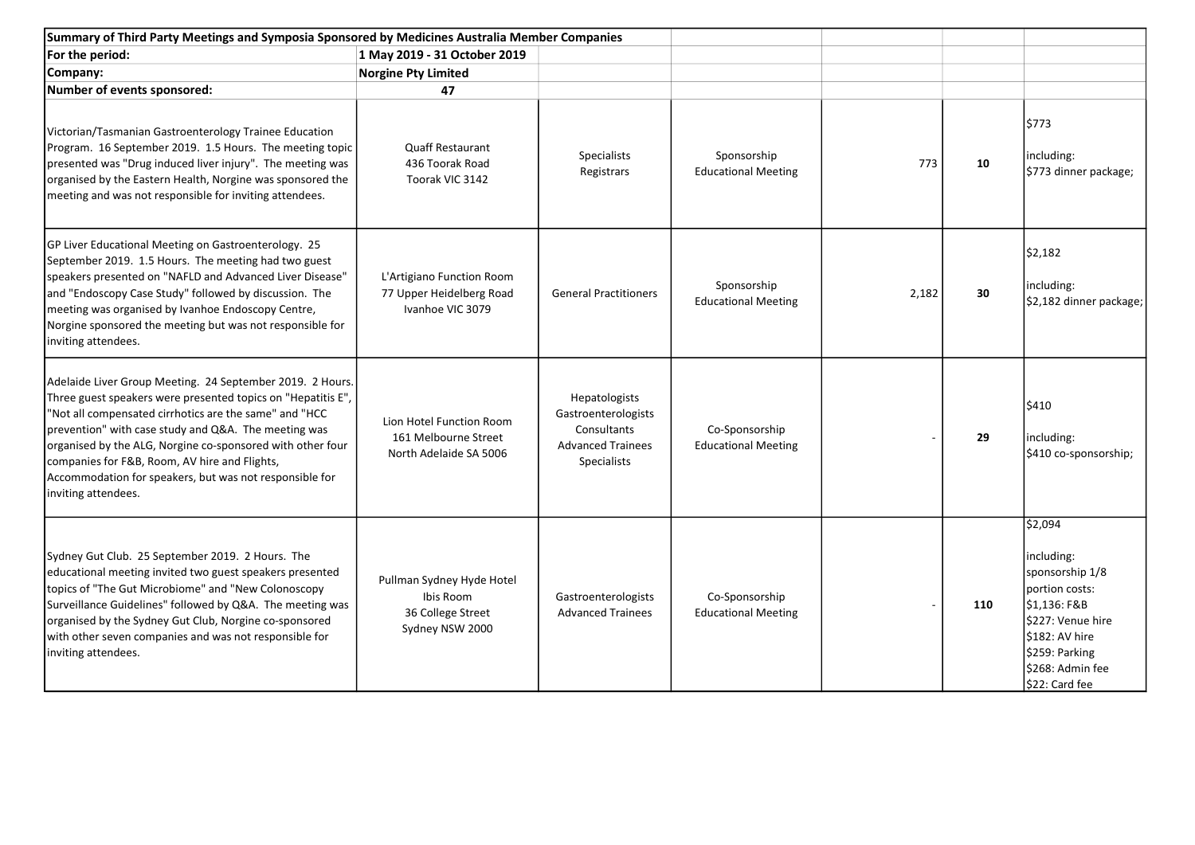| Summary of Third Party Meetings and Symposia Sponsored by Medicines Australia Member Companies | | | | | | |
|---|---|---|---|---|---|---|
| **For the period:** | **1 May 2019 - 31 October 2019** | | | | | |
| **Company:** | **Norgine Pty Limited** | | | | | |
| **Number of events sponsored:** | **47** | | | | | |
| Victorian/Tasmanian Gastroenterology Trainee Education Program. 16 September 2019. 1.5 Hours. The meeting topic presented was "Drug induced liver injury". The meeting was organised by the Eastern Health, Norgine was sponsored the meeting and was not responsible for inviting attendees. | Quaff Restaurant 436 Toorak Road Toorak VIC 3142 | Specialists Registrars | Sponsorship Educational Meeting | 773 | **10** | \$773 including: \$773 dinner package; |
| GP Liver Educational Meeting on Gastroenterology. 25 September 2019. 1.5 Hours. The meeting had two guest speakers presented on "NAFLD and Advanced Liver Disease" and "Endoscopy Case Study" followed by discussion. The meeting was organised by Ivanhoe Endoscopy Centre, Norgine sponsored the meeting but was not responsible for inviting attendees. | L'Artigiano Function Room 77 Upper Heidelberg Road Ivanhoe VIC 3079 | General Practitioners | Sponsorship Educational Meeting | 2,182 | **30** | \$2,182 including: \$2,182 dinner package; |
| Adelaide Liver Group Meeting. 24 September 2019. 2 Hours. Three guest speakers were presented topics on "Hepatitis E", "Not all compensated cirrhotics are the same" and "HCC prevention" with case study and Q&A. The meeting was organised by the ALG, Norgine co-sponsored with other four companies for F&B, Room, AV hire and Flights, Accommodation for speakers, but was not responsible for inviting attendees. | Lion Hotel Function Room 161 Melbourne Street North Adelaide SA 5006 | Hepatologists Gastroenterologists Consultants Advanced Trainees Specialists | Co-Sponsorship Educational Meeting | - | **29** | \$410 including: \$410 co-sponsorship; |
| Sydney Gut Club. 25 September 2019. 2 Hours. The educational meeting invited two guest speakers presented topics of "The Gut Microbiome" and "New Colonoscopy Surveillance Guidelines" followed by Q&A. The meeting was organised by the Sydney Gut Club, Norgine co-sponsored with other seven companies and was not responsible for inviting attendees. | Pullman Sydney Hyde Hotel Ibis Room 36 College Street Sydney NSW 2000 | Gastroenterologists Advanced Trainees | Co-Sponsorship Educational Meeting | - | **110** | \$2,094 including: sponsorship 1/8 portion costs: \$1,136: F&B \$227: Venue hire \$182: AV hire \$259: Parking \$268: Admin fee \$22: Card fee |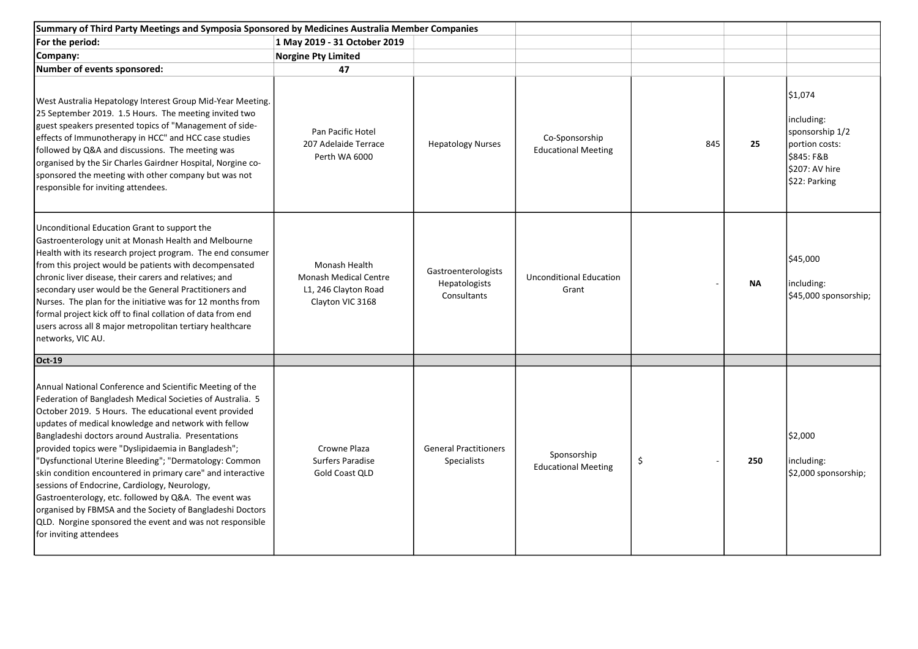| Summary of Third Party Meetings and Symposia Sponsored by Medicines Australia Member Companies | | | | | | |
|---|---|---|---|---|---|---|
| **For the period:** | **1 May 2019 - 31 October 2019** | | | | | |
| **Company:** | **Norgine Pty Limited** | | | | | |
| **Number of events sponsored:** | **47** | | | | | |
| West Australia Hepatology Interest Group Mid-Year Meeting. 25 September 2019. 1.5 Hours. The meeting invited two guest speakers presented topics of "Management of side-effects of Immunotherapy in HCC" and HCC case studies followed by Q&A and discussions. The meeting was organised by the Sir Charles Gairdner Hospital, Norgine co-sponsored the meeting with other company but was not responsible for inviting attendees. | Pan Pacific Hotel 207 Adelaide Terrace Perth WA 6000 | Hepatology Nurses | Co-Sponsorship Educational Meeting | 845 | **25** | $1,074 including: sponsorship 1/2 portion costs: $845: F&B $207: AV hire $22: Parking |
| Unconditional Education Grant to support the Gastroenterology unit at Monash Health and Melbourne Health with its research project program. The end consumer from this project would be patients with decompensated chronic liver disease, their carers and relatives; and secondary user would be the General Practitioners and Nurses. The plan for the initiative was for 12 months from formal project kick off to final collation of data from end users across all 8 major metropolitan tertiary healthcare networks, VIC AU. | Monash Health Monash Medical Centre L1, 246 Clayton Road Clayton VIC 3168 | Gastroenterologists Hepatologists Consultants | Unconditional Education Grant | - | **NA** | $45,000 including: $45,000 sponsorship; |
| **Oct-19** | | | | | | |
| Annual National Conference and Scientific Meeting of the Federation of Bangladesh Medical Societies of Australia. 5 October 2019. 5 Hours. The educational event provided updates of medical knowledge and network with fellow Bangladeshi doctors around Australia. Presentations provided topics were "Dyslipidaemia in Bangladesh"; "Dysfunctional Uterine Bleeding"; "Dermatology: Common skin condition encountered in primary care" and interactive sessions of Endocrine, Cardiology, Neurology, Gastroenterology, etc. followed by Q&A. The event was organised by FBMSA and the Society of Bangladeshi Doctors QLD. Norgine sponsored the event and was not responsible for inviting attendees | Crowne Plaza Surfers Paradise Gold Coast QLD | General Practitioners Specialists | Sponsorship Educational Meeting | $ - | **250** | $2,000 including: $2,000 sponsorship; |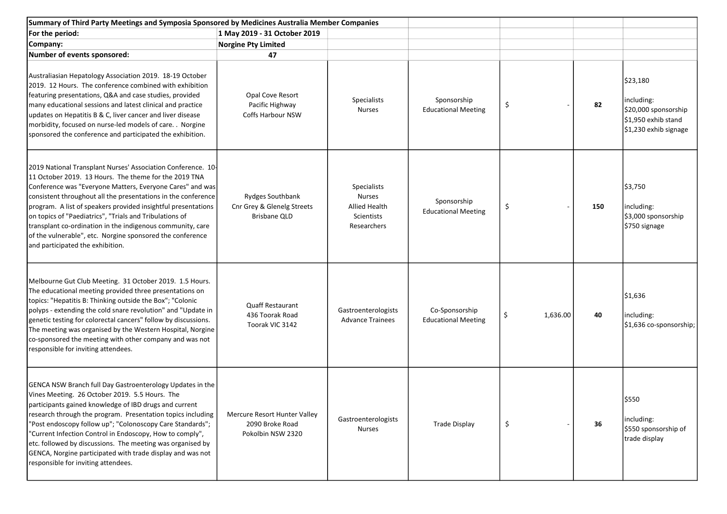| Summary of Third Party Meetings and Symposia Sponsored by Medicines Australia Member Companies | | | | | | |
|---|---|---|---|---|---|---|
| **For the period:** | **1 May 2019 - 31 October 2019** | | | | | |
| **Company:** | **Norgine Pty Limited** | | | | | |
| **Number of events sponsored:** | **47** | | | | | |
| Australiasian Hepatology Association 2019. 18-19 October 2019. 12 Hours. The conference combined with exhibition featuring presentations, Q&A and case studies, provided many educational sessions and latest clinical and practice updates on Hepatitis B & C, liver cancer and liver disease morbidity, focused on nurse-led models of care. . Norgine sponsored the conference and participated the exhibition. | Opal Cove Resort<br>Pacific Highway<br>Coffs Harbour NSW | Specialists<br>Nurses | Sponsorship<br>Educational Meeting | $ - | 82 | $23,180<br><br>including:<br>$20,000 sponsorship<br>$1,950 exhib stand<br>$1,230 exhib signage |
| 2019 National Transplant Nurses' Association Conference. 10-11 October 2019. 13 Hours. The theme for the 2019 TNA Conference was "Everyone Matters, Everyone Cares" and was consistent throughout all the presentations in the conference program. A list of speakers provided insightful presentations on topics of "Paediatrics", "Trials and Tribulations of transplant co-ordination in the indigenous community, care of the vulnerable", etc. Norgine sponsored the conference and participated the exhibition. | Rydges Southbank<br>Cnr Grey & Glenelg Streets<br>Brisbane QLD | Specialists<br>Nurses<br>Allied Health<br>Scientists<br>Researchers | Sponsorship<br>Educational Meeting | $ - | 150 | $3,750<br><br>including:<br>$3,000 sponsorship<br>$750 signage |
| Melbourne Gut Club Meeting. 31 October 2019. 1.5 Hours. The educational meeting provided three presentations on topics: "Hepatitis B: Thinking outside the Box"; "Colonic polyps - extending the cold snare revolution" and "Update in genetic testing for colorectal cancers" follow by discussions. The meeting was organised by the Western Hospital, Norgine co-sponsored the meeting with other company and was not responsible for inviting attendees. | Quaff Restaurant<br>436 Toorak Road<br>Toorak VIC 3142 | Gastroenterologists<br>Advance Trainees | Co-Sponsorship<br>Educational Meeting | $ 1,636.00 | 40 | $1,636<br><br>including:<br>$1,636 co-sponsorship; |
| GENCA NSW Branch full Day Gastroenterology Updates in the Vines Meeting. 26 October 2019. 5.5 Hours. The participants gained knowledge of IBD drugs and current research through the program. Presentation topics including "Post endoscopy follow up"; "Colonoscopy Care Standards"; "Current Infection Control in Endoscopy, How to comply", etc. followed by discussions. The meeting was organised by GENCA, Norgine participated with trade display and was not responsible for inviting attendees. | Mercure Resort Hunter Valley<br>2090 Broke Road<br>Pokolbin NSW 2320 | Gastroenterologists<br>Nurses | Trade Display | $ - | 36 | $550<br><br>including:<br>$550 sponsorship of trade display |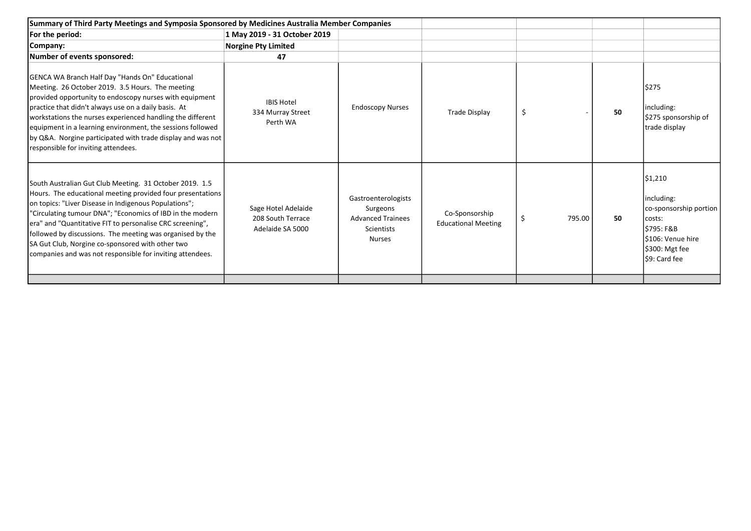| Summary of Third Party Meetings and Symposia Sponsored by Medicines Australia Member Companies | | | | | | |
|---|---|---|---|---|---|---|
| **For the period:** | **1 May 2019 - 31 October 2019** | | | | | |
| **Company:** | **Norgine Pty Limited** | | | | | |
| **Number of events sponsored:** | **47** | | | | | |
| GENCA WA Branch Half Day "Hands On" Educational Meeting. 26 October 2019. 3.5 Hours. The meeting provided opportunity to endoscopy nurses with equipment practice that didn't always use on a daily basis. At workstations the nurses experienced handling the different equipment in a learning environment, the sessions followed by Q&A. Norgine participated with trade display and was not responsible for inviting attendees. | IBIS Hotel 334 Murray Street Perth WA | Endoscopy Nurses | Trade Display | $ - | **50** | $275 including: $275 sponsorship of trade display |
| South Australian Gut Club Meeting. 31 October 2019. 1.5 Hours. The educational meeting provided four presentations on topics: "Liver Disease in Indigenous Populations"; "Circulating tumour DNA"; "Economics of IBD in the modern era" and "Quantitative FIT to personalise CRC screening", followed by discussions. The meeting was organised by the SA Gut Club, Norgine co-sponsored with other two companies and was not responsible for inviting attendees. | Sage Hotel Adelaide 208 South Terrace Adelaide SA 5000 | Gastroenterologists Surgeons Advanced Trainees Scientists Nurses | Co-Sponsorship Educational Meeting | $ 795.00 | **50** | $1,210 including: co-sponsorship portion costs: $795: F&B $106: Venue hire $300: Mgt fee $9: Card fee |
| | | | | | | |